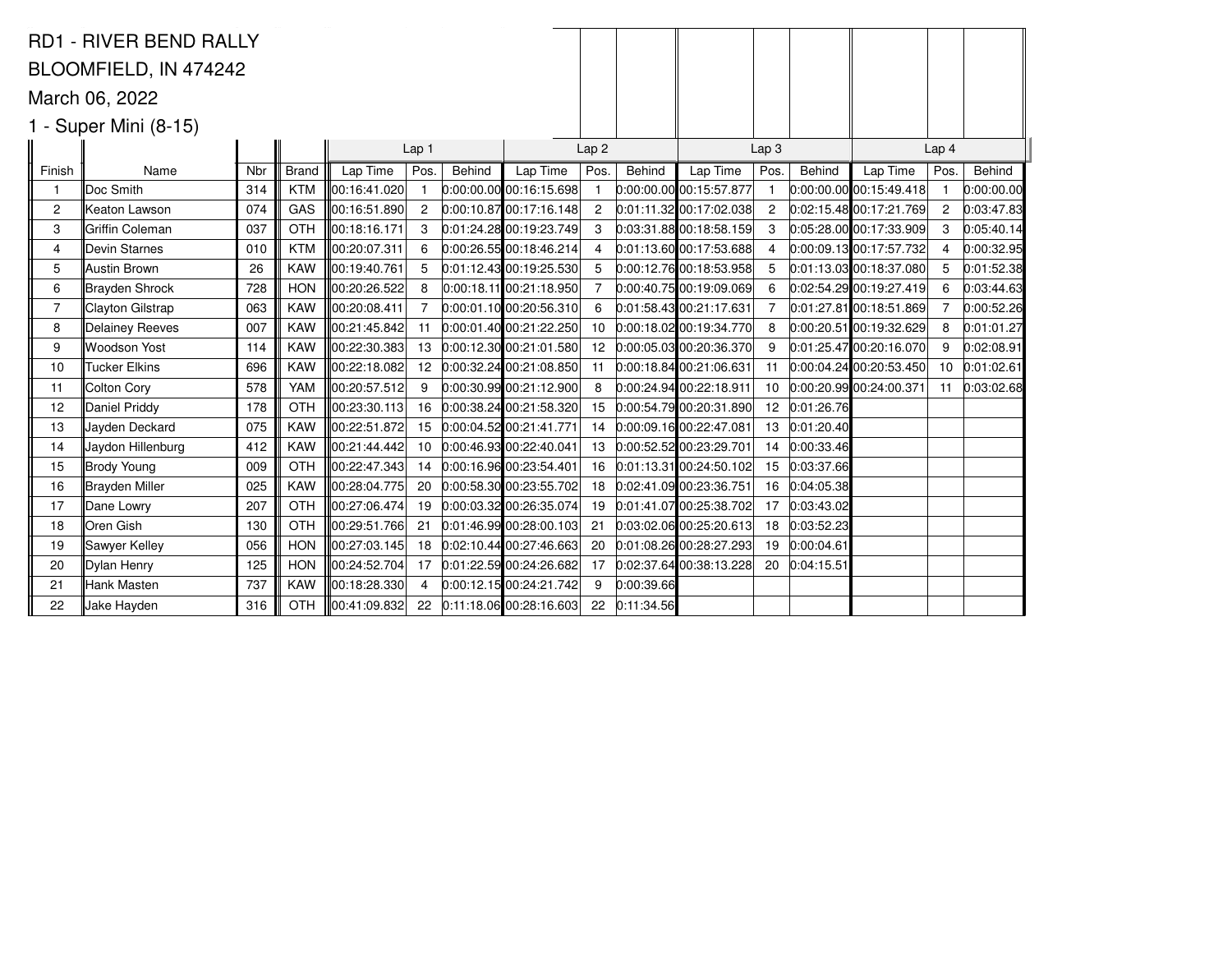RD1 - RIVER BEND RALLY

BLOOMFIELD, IN 474242

March 06, 2022

1 - Super Mini (8-15)

| | | | | Lap 1 | | | Lap 2 | | | Lap 3 | | | Lap 4 | | |
|---|---|---|---|---|---|---|---|---|---|---|---|---|---|---|---|
| Finish | Name | Nbr | Brand | Lap Time | Pos. | Behind | Lap Time | Pos. | Behind | Lap Time | Pos. | Behind | Lap Time | Pos. | Behind |
| 1 | Doc Smith | 314 | KTM | 00:16:41.020 | 1 | 0:00:00.00 | 00:16:15.698 | 1 | 0:00:00.00 | 00:15:57.877 | 1 | 0:00:00.00 | 00:15:49.418 | 1 | 0:00:00.00 |
| 2 | Keaton Lawson | 074 | GAS | 00:16:51.890 | 2 | 0:00:10.87 | 00:17:16.148 | 2 | 0:01:11.32 | 00:17:02.038 | 2 | 0:02:15.48 | 00:17:21.769 | 2 | 0:03:47.83 |
| 3 | Griffin Coleman | 037 | OTH | 00:18:16.171 | 3 | 0:01:24.28 | 00:19:23.749 | 3 | 0:03:31.88 | 00:18:58.159 | 3 | 0:05:28.00 | 00:17:33.909 | 3 | 0:05:40.14 |
| 4 | Devin Starnes | 010 | KTM | 00:20:07.311 | 6 | 0:00:26.55 | 00:18:46.214 | 4 | 0:01:13.60 | 00:17:53.688 | 4 | 0:00:09.13 | 00:17:57.732 | 4 | 0:00:32.95 |
| 5 | Austin Brown | 26 | KAW | 00:19:40.761 | 5 | 0:01:12.43 | 00:19:25.530 | 5 | 0:00:12.76 | 00:18:53.958 | 5 | 0:01:13.03 | 00:18:37.080 | 5 | 0:01:52.38 |
| 6 | Brayden Shrock | 728 | HON | 00:20:26.522 | 8 | 0:00:18.11 | 00:21:18.950 | 7 | 0:00:40.75 | 00:19:09.069 | 6 | 0:02:54.29 | 00:19:27.419 | 6 | 0:03:44.63 |
| 7 | Clayton Gilstrap | 063 | KAW | 00:20:08.411 | 7 | 0:00:01.10 | 00:20:56.310 | 6 | 0:01:58.43 | 00:21:17.631 | 7 | 0:01:27.81 | 00:18:51.869 | 7 | 0:00:52.26 |
| 8 | Delainey Reeves | 007 | KAW | 00:21:45.842 | 11 | 0:00:01.40 | 00:21:22.250 | 10 | 0:00:18.02 | 00:19:34.770 | 8 | 0:00:20.51 | 00:19:32.629 | 8 | 0:01:01.27 |
| 9 | Woodson Yost | 114 | KAW | 00:22:30.383 | 13 | 0:00:12.30 | 00:21:01.580 | 12 | 0:00:05.03 | 00:20:36.370 | 9 | 0:01:25.47 | 00:20:16.070 | 9 | 0:02:08.91 |
| 10 | Tucker Elkins | 696 | KAW | 00:22:18.082 | 12 | 0:00:32.24 | 00:21:08.850 | 11 | 0:00:18.84 | 00:21:06.631 | 11 | 0:00:04.24 | 00:20:53.450 | 10 | 0:01:02.61 |
| 11 | Colton Cory | 578 | YAM | 00:20:57.512 | 9 | 0:00:30.99 | 00:21:12.900 | 8 | 0:00:24.94 | 00:22:18.911 | 10 | 0:00:20.99 | 00:24:00.371 | 11 | 0:03:02.68 |
| 12 | Daniel Priddy | 178 | OTH | 00:23:30.113 | 16 | 0:00:38.24 | 00:21:58.320 | 15 | 0:00:54.79 | 00:20:31.890 | 12 | 0:01:26.76 | | | |
| 13 | Jayden Deckard | 075 | KAW | 00:22:51.872 | 15 | 0:00:04.52 | 00:21:41.771 | 14 | 0:00:09.16 | 00:22:47.081 | 13 | 0:01:20.40 | | | |
| 14 | Jaydon Hillenburg | 412 | KAW | 00:21:44.442 | 10 | 0:00:46.93 | 00:22:40.041 | 13 | 0:00:52.52 | 00:23:29.701 | 14 | 0:00:33.46 | | | |
| 15 | Brody Young | 009 | OTH | 00:22:47.343 | 14 | 0:00:16.96 | 00:23:54.401 | 16 | 0:01:13.31 | 00:24:50.102 | 15 | 0:03:37.66 | | | |
| 16 | Brayden Miller | 025 | KAW | 00:28:04.775 | 20 | 0:00:58.30 | 00:23:55.702 | 18 | 0:02:41.09 | 00:23:36.751 | 16 | 0:04:05.38 | | | |
| 17 | Dane Lowry | 207 | OTH | 00:27:06.474 | 19 | 0:00:03.32 | 00:26:35.074 | 19 | 0:01:41.07 | 00:25:38.702 | 17 | 0:03:43.02 | | | |
| 18 | Oren Gish | 130 | OTH | 00:29:51.766 | 21 | 0:01:46.99 | 00:28:00.103 | 21 | 0:03:02.06 | 00:25:20.613 | 18 | 0:03:52.23 | | | |
| 19 | Sawyer Kelley | 056 | HON | 00:27:03.145 | 18 | 0:02:10.44 | 00:27:46.663 | 20 | 0:01:08.26 | 00:28:27.293 | 19 | 0:00:04.61 | | | |
| 20 | Dylan Henry | 125 | HON | 00:24:52.704 | 17 | 0:01:22.59 | 00:24:26.682 | 17 | 0:02:37.64 | 00:38:13.228 | 20 | 0:04:15.51 | | | |
| 21 | Hank Masten | 737 | KAW | 00:18:28.330 | 4 | 0:00:12.15 | 00:24:21.742 | 9 | 0:00:39.66 | | | | | | |
| 22 | Jake Hayden | 316 | OTH | 00:41:09.832 | 22 | 0:11:18.06 | 00:28:16.603 | 22 | 0:11:34.56 | | | | | | |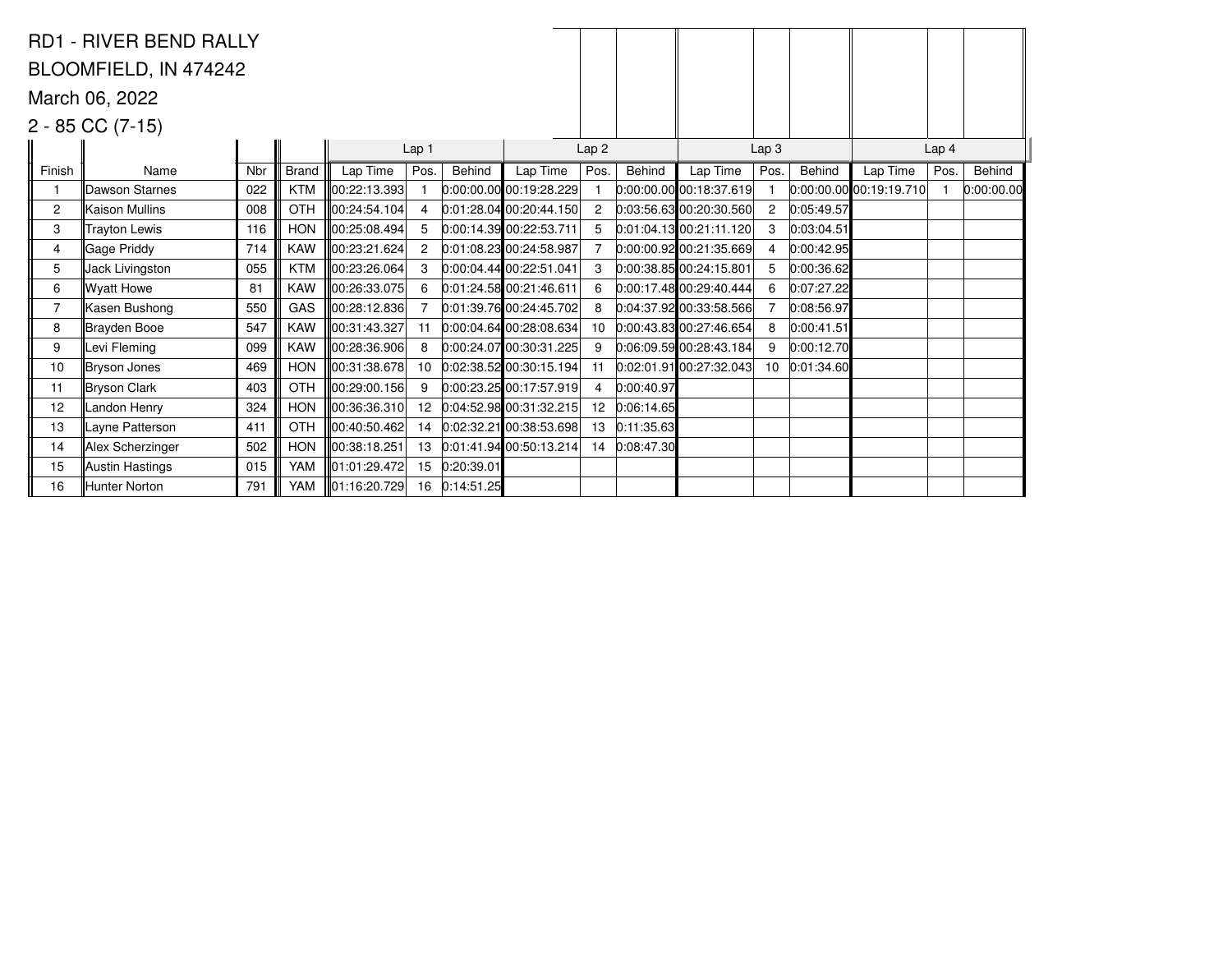RD1 - RIVER BEND RALLY

BLOOMFIELD, IN 474242

March 06, 2022

2 - 85 CC (7-15)

| | | | | Lap 1 | | | Lap 2 | | | Lap 3 | | | Lap 4 | | |
|---|---|---|---|---|---|---|---|---|---|---|---|---|---|---|---|
| Finish | Name | Nbr | Brand | Lap Time | Pos. | Behind | Lap Time | Pos. | Behind | Lap Time | Pos. | Behind | Lap Time | Pos. | Behind |
| 1 | Dawson Starnes | 022 | KTM | 00:22:13.393 | 1 | 0:00:00.00 | 00:19:28.229 | 1 | 0:00:00.00 | 00:18:37.619 | 1 | 0:00:00.00 | 00:19:19.710 | 1 | 0:00:00.00 |
| 2 | Kaison Mullins | 008 | OTH | 00:24:54.104 | 4 | 0:01:28.04 | 00:20:44.150 | 2 | 0:03:56.63 | 00:20:30.560 | 2 | 0:05:49.57 | | | |
| 3 | Trayton Lewis | 116 | HON | 00:25:08.494 | 5 | 0:00:14.39 | 00:22:53.711 | 5 | 0:01:04.13 | 00:21:11.120 | 3 | 0:03:04.51 | | | |
| 4 | Gage Priddy | 714 | KAW | 00:23:21.624 | 2 | 0:01:08.23 | 00:24:58.987 | 7 | 0:00:00.92 | 00:21:35.669 | 4 | 0:00:42.95 | | | |
| 5 | Jack Livingston | 055 | KTM | 00:23:26.064 | 3 | 0:00:04.44 | 00:22:51.041 | 3 | 0:00:38.85 | 00:24:15.801 | 5 | 0:00:36.62 | | | |
| 6 | Wyatt Howe | 81 | KAW | 00:26:33.075 | 6 | 0:01:24.58 | 00:21:46.611 | 6 | 0:00:17.48 | 00:29:40.444 | 6 | 0:07:27.22 | | | |
| 7 | Kasen Bushong | 550 | GAS | 00:28:12.836 | 7 | 0:01:39.76 | 00:24:45.702 | 8 | 0:04:37.92 | 00:33:58.566 | 7 | 0:08:56.97 | | | |
| 8 | Brayden Booe | 547 | KAW | 00:31:43.327 | 11 | 0:00:04.64 | 00:28:08.634 | 10 | 0:00:43.83 | 00:27:46.654 | 8 | 0:00:41.51 | | | |
| 9 | Levi Fleming | 099 | KAW | 00:28:36.906 | 8 | 0:00:24.07 | 00:30:31.225 | 9 | 0:06:09.59 | 00:28:43.184 | 9 | 0:00:12.70 | | | |
| 10 | Bryson Jones | 469 | HON | 00:31:38.678 | 10 | 0:02:38.52 | 00:30:15.194 | 11 | 0:02:01.91 | 00:27:32.043 | 10 | 0:01:34.60 | | | |
| 11 | Bryson Clark | 403 | OTH | 00:29:00.156 | 9 | 0:00:23.25 | 00:17:57.919 | 4 | 0:00:40.97 | | | | | | |
| 12 | Landon Henry | 324 | HON | 00:36:36.310 | 12 | 0:04:52.98 | 00:31:32.215 | 12 | 0:06:14.65 | | | | | | |
| 13 | Layne Patterson | 411 | OTH | 00:40:50.462 | 14 | 0:02:32.21 | 00:38:53.698 | 13 | 0:11:35.63 | | | | | | |
| 14 | Alex Scherzinger | 502 | HON | 00:38:18.251 | 13 | 0:01:41.94 | 00:50:13.214 | 14 | 0:08:47.30 | | | | | | |
| 15 | Austin Hastings | 015 | YAM | 01:01:29.472 | 15 | 0:20:39.01 | | | | | | | | | |
| 16 | Hunter Norton | 791 | YAM | 01:16:20.729 | 16 | 0:14:51.25 | | | | | | | | | |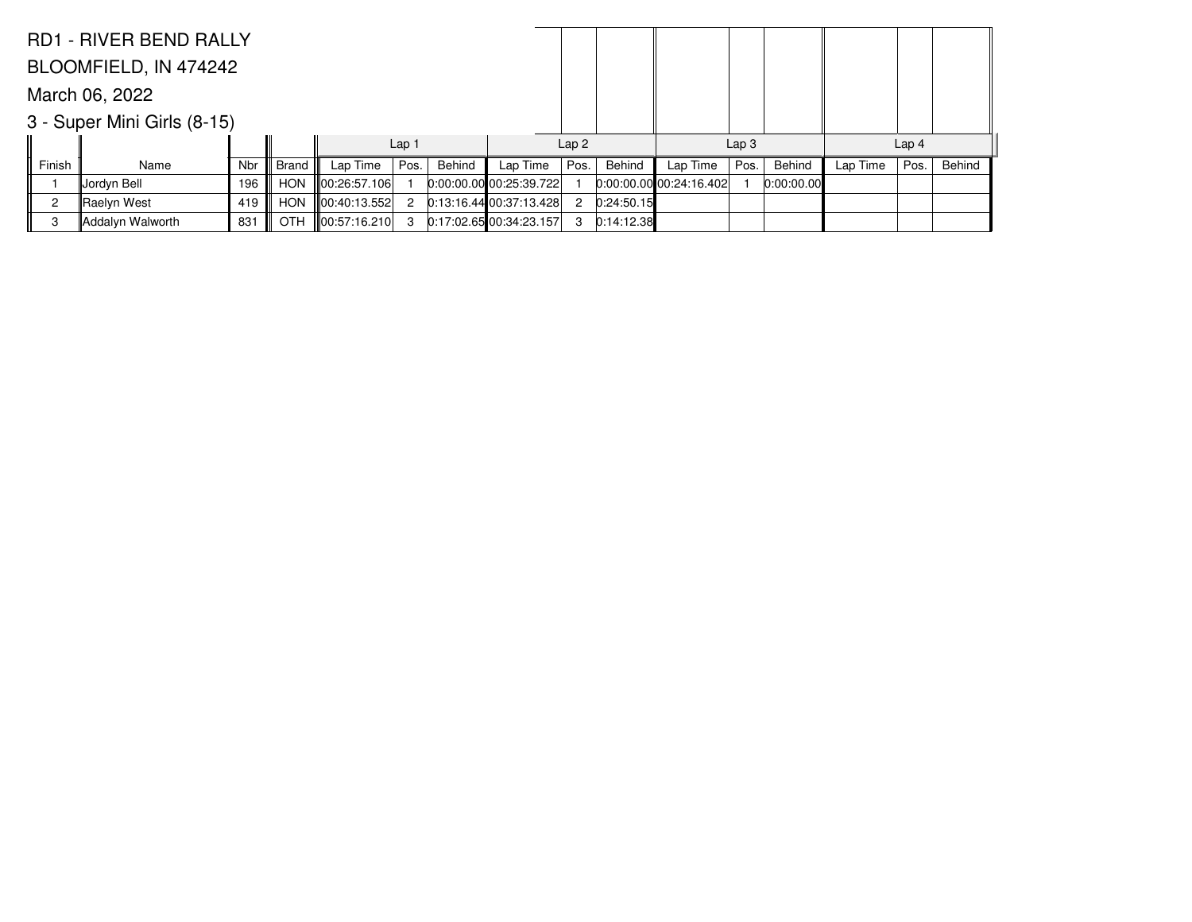RD1 - RIVER BEND RALLY

BLOOMFIELD, IN 474242

March 06, 2022

3 - Super Mini Girls (8-15)

| | | | | Lap 1 | | | Lap 2 | | | Lap 3 | | | Lap 4 | | |
|---|---|---|---|---|---|---|---|---|---|---|---|---|---|---|---|
| Finish | Name | Nbr | Brand | Lap Time | Pos. | Behind | Lap Time | Pos. | Behind | Lap Time | Pos. | Behind | Lap Time | Pos. | Behind |
| 1 | Jordyn Bell | 196 | HON | 00:26:57.106 | 1 | 0:00:00.00 | 00:25:39.722 | 1 | 0:00:00.00 | 00:24:16.402 | 1 | 0:00:00.00 | | | |
| 2 | Raelyn West | 419 | HON | 00:40:13.552 | 2 | 0:13:16.44 | 00:37:13.428 | 2 | 0:24:50.15 | | | | | | |
| 3 | Addalyn Walworth | 831 | OTH | 00:57:16.210 | 3 | 0:17:02.65 | 00:34:23.157 | 3 | 0:14:12.38 | | | | | | |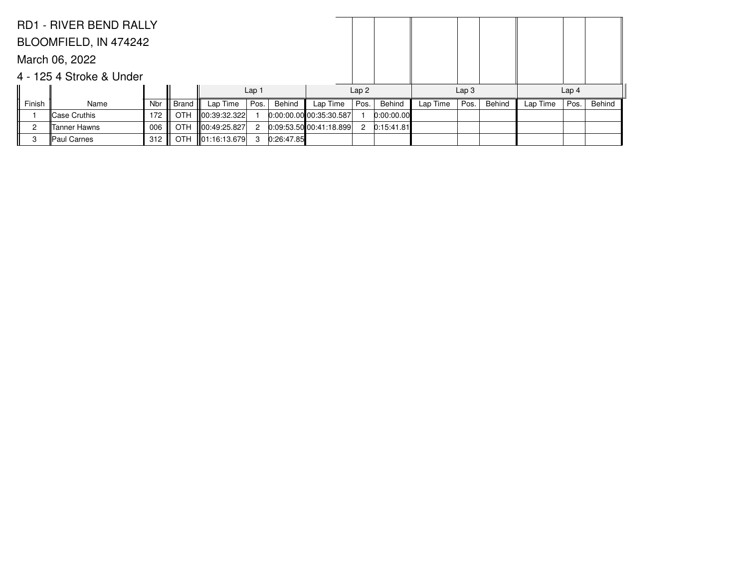RD1 - RIVER BEND RALLY

BLOOMFIELD, IN 474242

March 06, 2022

4 - 125 4 Stroke & Under

| | | | | Lap 1 | | | Lap 2 | | | Lap 3 | | | Lap 4 | | |
|---|---|---|---|---|---|---|---|---|---|---|---|---|---|---|---|
| Finish | Name | Nbr | Brand | Lap Time | Pos. | Behind | Lap Time | Pos. | Behind | Lap Time | Pos. | Behind | Lap Time | Pos. | Behind |
| 1 | Case Cruthis | 172 | OTH | 00:39:32.322 | 1 | 0:00:00.00 | 00:35:30.587 | 1 | 0:00:00.00 | | | | | | |
| 2 | Tanner Hawns | 006 | OTH | 00:49:25.827 | 2 | 0:09:53.50 | 00:41:18.899 | 2 | 0:15:41.81 | | | | | | |
| 3 | Paul Carnes | 312 | OTH | 01:16:13.679 | 3 | 0:26:47.85 | | | | | | | | | |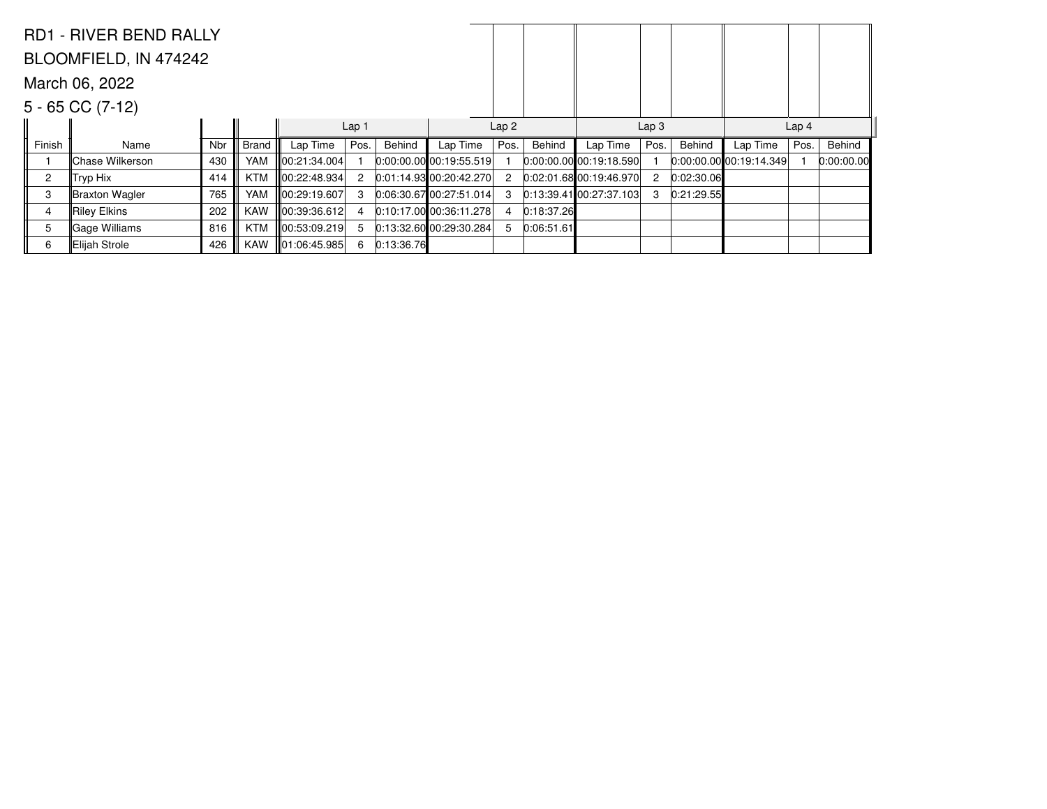RD1 - RIVER BEND RALLY

BLOOMFIELD, IN 474242

March 06, 2022

5 - 65 CC (7-12)

| | | | | Lap 1 | | | Lap 2 | | | Lap 3 | | | Lap 4 | | |
|---|---|---|---|---|---|---|---|---|---|---|---|---|---|---|---|
| Finish | Name | Nbr | Brand | Lap Time | Pos. | Behind | Lap Time | Pos. | Behind | Lap Time | Pos. | Behind | Lap Time | Pos. | Behind |
| 1 | Chase Wilkerson | 430 | YAM | 00:21:34.004 | 1 | 0:00:00.00 | 00:19:55.519 | 1 | 0:00:00.00 | 00:19:18.590 | 1 | 0:00:00.00 | 00:19:14.349 | 1 | 0:00:00.00 |
| 2 | Tryp Hix | 414 | KTM | 00:22:48.934 | 2 | 0:01:14.93 | 00:20:42.270 | 2 | 0:02:01.68 | 00:19:46.970 | 2 | 0:02:30.06 | | | |
| 3 | Braxton Wagler | 765 | YAM | 00:29:19.607 | 3 | 0:06:30.67 | 00:27:51.014 | 3 | 0:13:39.41 | 00:27:37.103 | 3 | 0:21:29.55 | | | |
| 4 | Riley Elkins | 202 | KAW | 00:39:36.612 | 4 | 0:10:17.00 | 00:36:11.278 | 4 | 0:18:37.26 | | | | | | |
| 5 | Gage Williams | 816 | KTM | 00:53:09.219 | 5 | 0:13:32.60 | 00:29:30.284 | 5 | 0:06:51.61 | | | | | | |
| 6 | Elijah Strole | 426 | KAW | 01:06:45.985 | 6 | 0:13:36.76 | | | | | | | | | |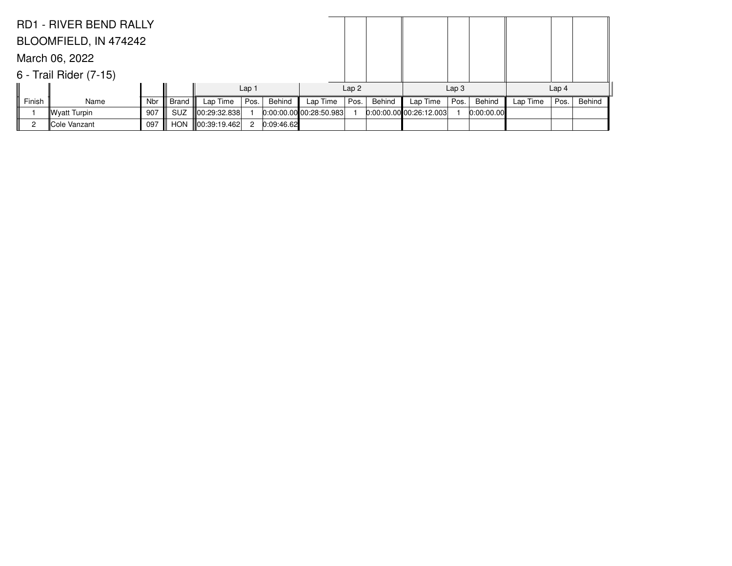RD1 - RIVER BEND RALLY

BLOOMFIELD, IN 474242

March 06, 2022

6 - Trail Rider (7-15)

| | | | | Lap 1 | | | Lap 2 | | | Lap 3 | | | Lap 4 | | |
|---|---|---|---|---|---|---|---|---|---|---|---|---|---|---|---|
| Finish | Name | Nbr | Brand | Lap Time | Pos. | Behind | Lap Time | Pos. | Behind | Lap Time | Pos. | Behind | Lap Time | Pos. | Behind |
| 1 | Wyatt Turpin | 907 | SUZ | 00:29:32.838 | 1 | 0:00:00.00 | 00:28:50.983 | 1 | 0:00:00.00 | 00:26:12.003 | 1 | 0:00:00.00 | | | |
| 2 | Cole Vanzant | 097 | HON | 00:39:19.462 | 2 | 0:09:46.62 | | | | | | | | | |